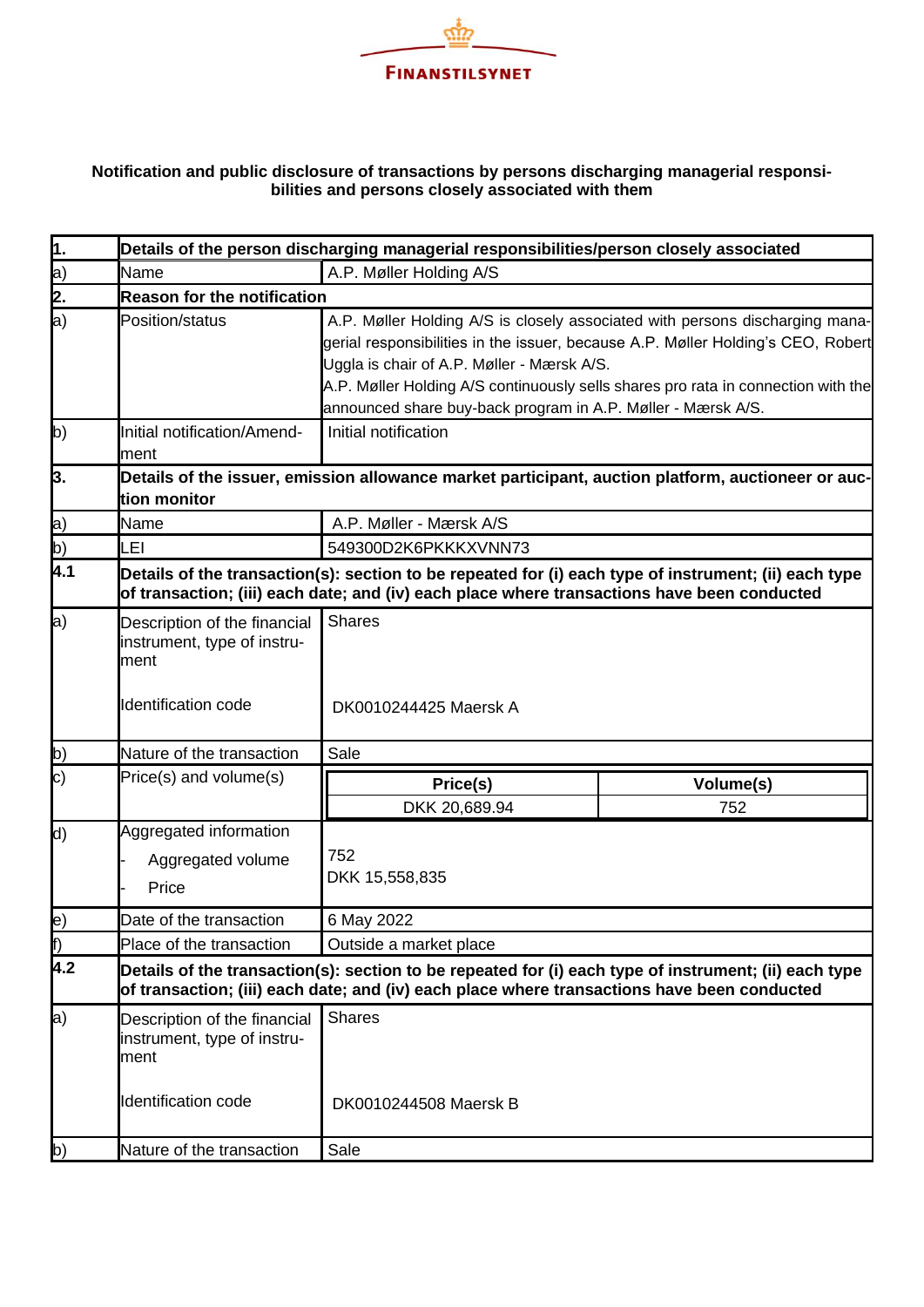FINANSTILSYNET

**Notification and public disclosure of transactions by persons discharging managerial responsibilities and persons closely associated with them**

| | | |
|---|---|---|
| **1.** | **Details of the person discharging managerial responsibilities/person closely associated** | |
| a) | Name | A.P. Møller Holding A/S |
| **2.** | **Reason for the notification** | |
| a) | Position/status | A.P. Møller Holding A/S is closely associated with persons discharging managerial responsibilities in the issuer, because A.P. Møller Holding's CEO, Robert Uggla is chair of A.P. Møller - Mærsk A/S.<br>A.P. Møller Holding A/S continuously sells shares pro rata in connection with the announced share buy-back program in A.P. Møller - Mærsk A/S. |
| b) | Initial notification/Amendment | Initial notification |
| **3.** | **Details of the issuer, emission allowance market participant, auction platform, auctioneer or auction monitor** | |
| a) | Name | A.P. Møller - Mærsk A/S |
| b) | LEI | 549300D2K6PKKKXVNN73 |
| **4.1** | **Details of the transaction(s): section to be repeated for (i) each type of instrument; (ii) each type of transaction; (iii) each date; and (iv) each place where transactions have been conducted** | |
| a) | Description of the financial instrument, type of instrument<br><br>Identification code | Shares<br><br>DK0010244425 Maersk A |
| b) | Nature of the transaction | Sale |
| c) | Price(s) and volume(s) | **Price(s)**: DKK 20,689.94 — **Volume(s)**: 752 |
| d) | Aggregated information<br>- Aggregated volume<br>- Price | 752<br>DKK 15,558,835 |
| e) | Date of the transaction | 6 May 2022 |
| f) | Place of the transaction | Outside a market place |
| **4.2** | **Details of the transaction(s): section to be repeated for (i) each type of instrument; (ii) each type of transaction; (iii) each date; and (iv) each place where transactions have been conducted** | |
| a) | Description of the financial instrument, type of instrument<br><br>Identification code | Shares<br><br>DK0010244508 Maersk B |
| b) | Nature of the transaction | Sale |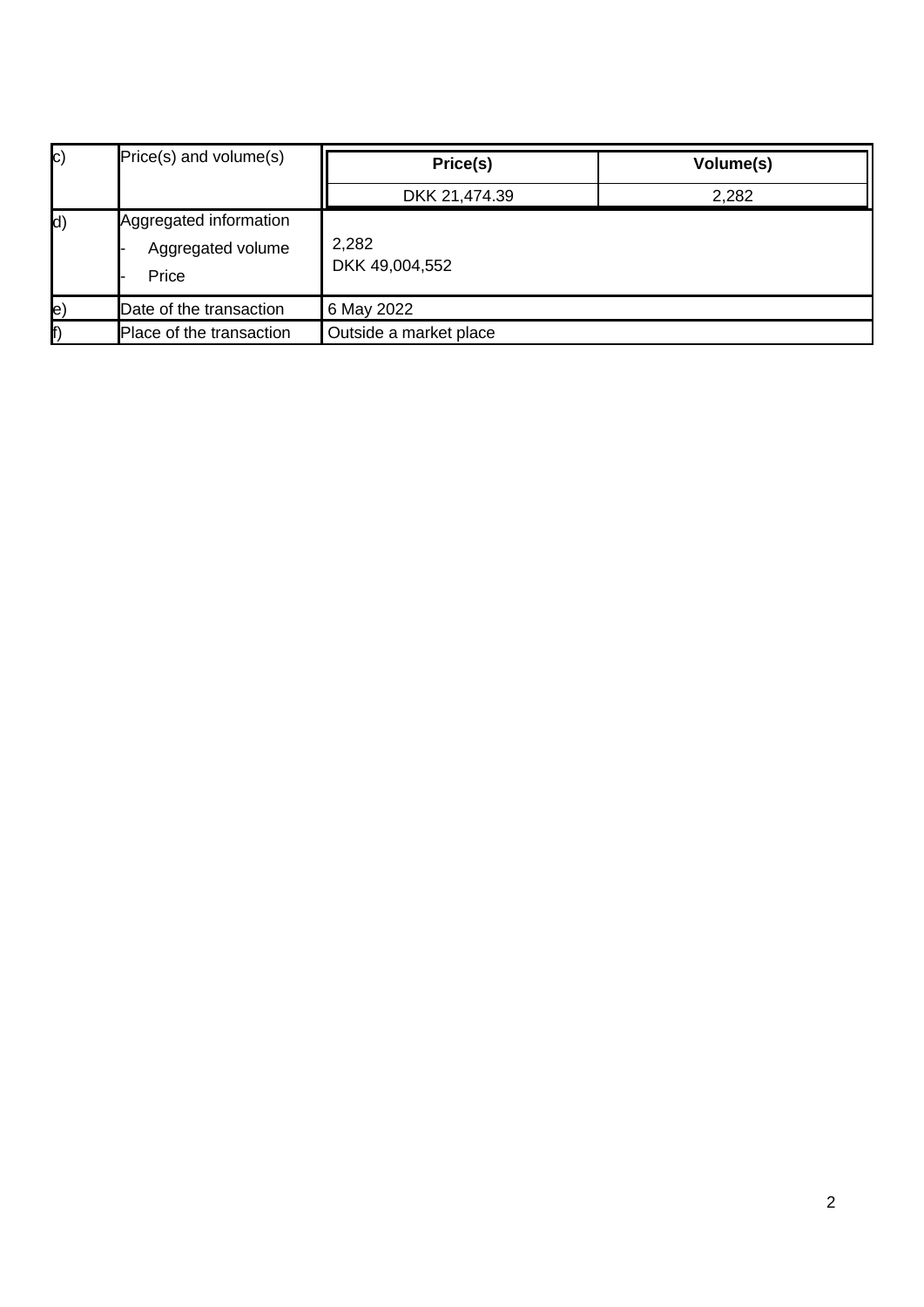| | | | |
|---|---|---|---|
| c) | Price(s) and volume(s) | **Price(s)** | **Volume(s)** |
| | | DKK 21,474.39 | 2,282 |
| d) | Aggregated information<br>- Aggregated volume<br>- Price | 2,282<br>DKK 49,004,552 | |
| e) | Date of the transaction | 6 May 2022 | |
| f) | Place of the transaction | Outside a market place | |